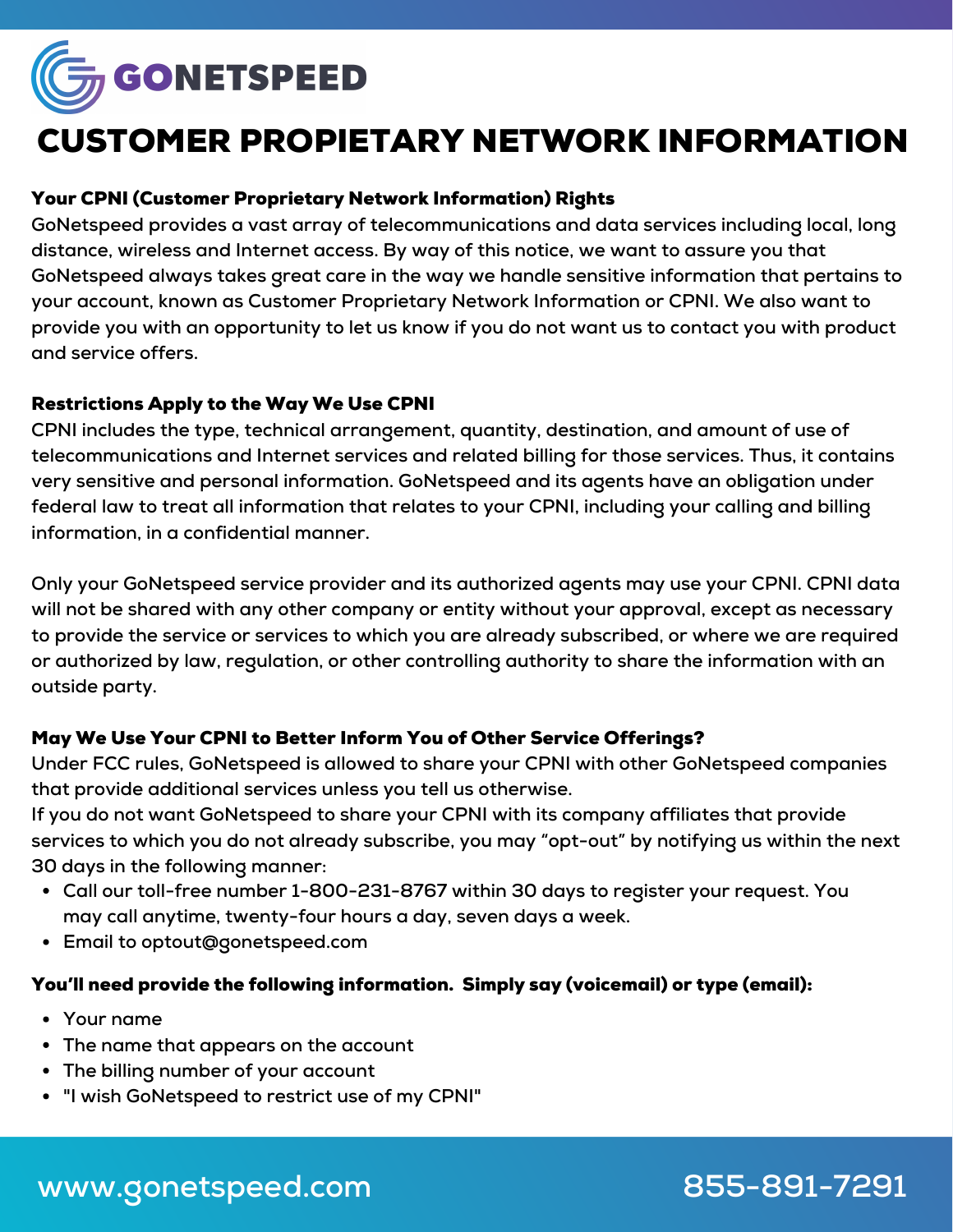# GONETSPEED

# CUSTOMER PROPIETARY NETWORK INFORMATION

## Your CPNI (Customer Proprietary Network Information) Rights

GoNetspeed provides a vast array of telecommunications and data services including local, long distance, wireless and Internet access. By way of this notice, we want to assure you that GoNetspeed always takes great care in the way we handle sensitive information that pertains to your account, known as Customer Proprietary Network Information or CPNI. We also want to provide you with an opportunity to let us know if you do not want us to contact you with product and service offers.

## Restrictions Apply to the Way We Use CPNI

CPNI includes the type, technical arrangement, quantity, destination, and amount of use of telecommunications and Internet services and related billing for those services. Thus, it contains very sensitive and personal information. GoNetspeed and its agents have an obligation under federal law to treat all information that relates to your CPNI, including your calling and billing information, in a confidential manner.

Only your GoNetspeed service provider and its authorized agents may use your CPNI. CPNI data will not be shared with any other company or entity without your approval, except as necessary to provide the service or services to which you are already subscribed, or where we are required or authorized by law, regulation, or other controlling authority to share the information with an outside party.

## May We Use Your CPNI to Better Inform You of Other Service Offerings?

Under FCC rules, GoNetspeed is allowed to share your CPNI with other GoNetspeed companies that provide additional services unless you tell us otherwise.

If you do not want GoNetspeed to share your CPNI with its company affiliates that provide services to which you do not already subscribe, you may "opt-out" by notifying us within the next 30 days in the following manner:

- Call our toll-free number 1-800-231-8767 within 30 days to register your request. You may call anytime, twenty-four hours a day, seven days a week.
- Email to optout@gonetspeed.com

## You'll need provide the following information. Simply say (voicemail) or type (email):

- Your name
- The name that appears on the account
- The billing number of your account
- "I wish GoNetspeed to restrict use of my CPNI"

www.gonetspeed.com 855-891-7291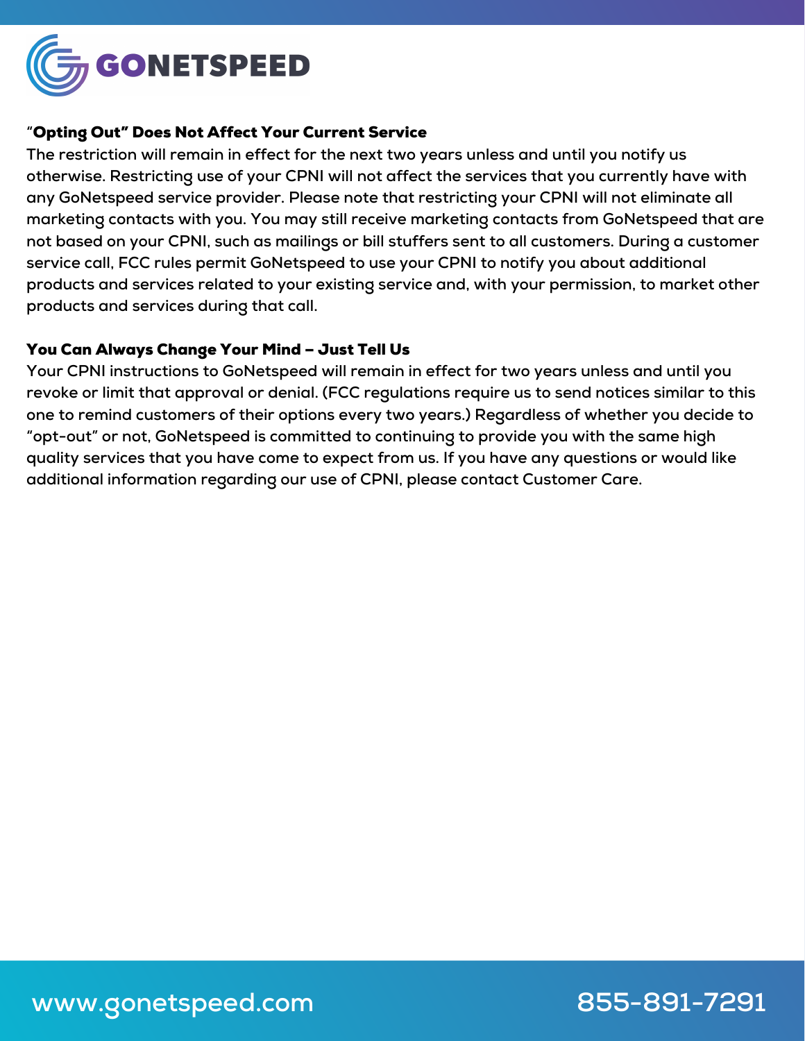## "Opting Out" Does Not Affect Your Current Service

The restriction will remain in effect for the next two years unless and until you notify us otherwise. Restricting use of your CPNI will not affect the services that you currently have with any GoNetspeed service provider. Please note that restricting your CPNI will not eliminate all marketing contacts with you. You may still receive marketing contacts from GoNetspeed that are not based on your CPNI, such as mailings or bill stuffers sent to all customers. During a customer service call, FCC rules permit GoNetspeed to use your CPNI to notify you about additional products and services related to your existing service and, with your permission, to market other products and services during that call.

## You Can Always Change Your Mind – Just Tell Us

Your CPNI instructions to GoNetspeed will remain in effect for two years unless and until you revoke or limit that approval or denial. (FCC regulations require us to send notices similar to this one to remind customers of their options every two years.) Regardless of whether you decide to "opt-out" or not, GoNetspeed is committed to continuing to provide you with the same high quality services that you have come to expect from us. If you have any questions or would like additional information regarding our use of CPNI, please contact Customer Care.